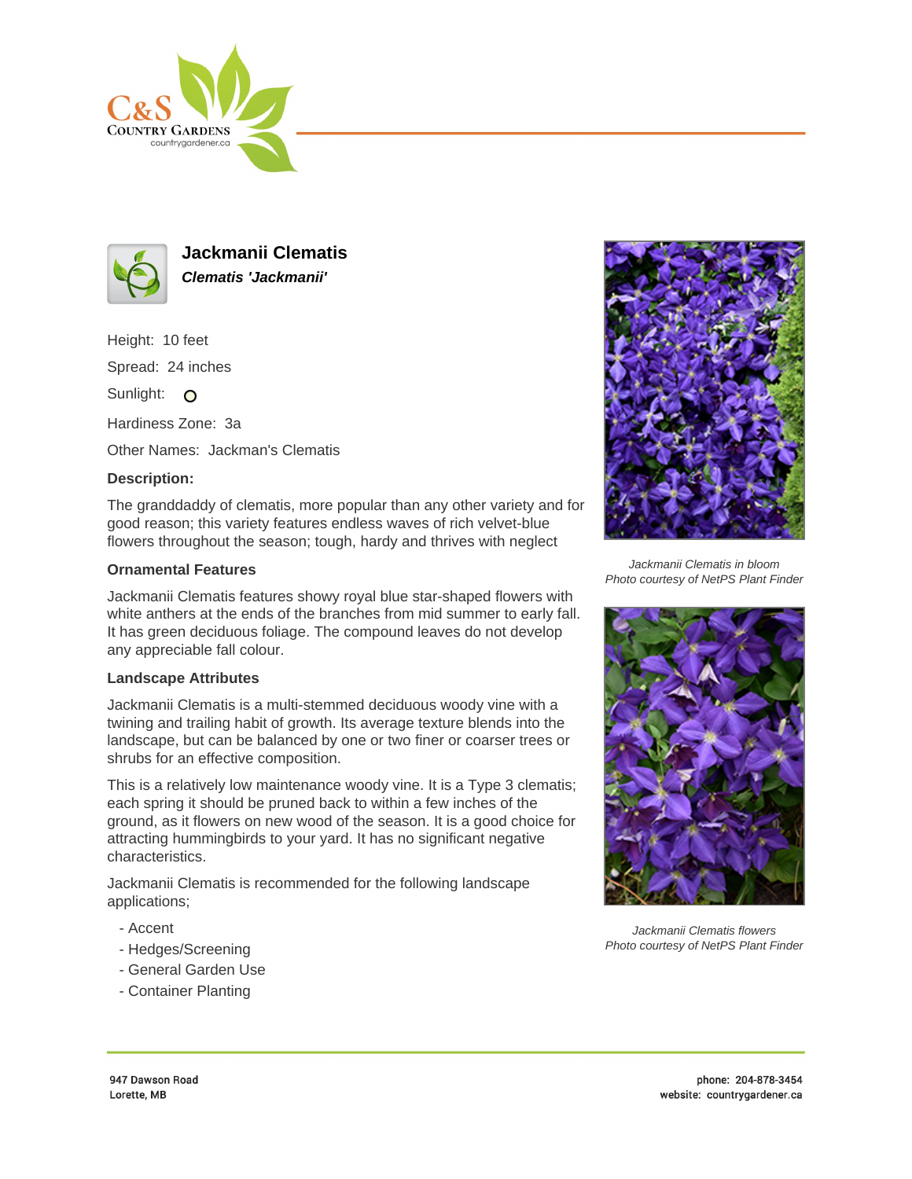C&S Country Gardens
countrygardener.ca

# Jackmanii Clematis

***Clematis 'Jackmanii'***

Height: 10 feet

Spread: 24 inches

Sunlight: 

Hardiness Zone: 3a

Other Names: Jackman's Clematis

**Description:**

The granddaddy of clematis, more popular than any other variety and for good reason; this variety features endless waves of rich velvet-blue flowers throughout the season; tough, hardy and thrives with neglect

**Ornamental Features**

Jackmanii Clematis features showy royal blue star-shaped flowers with white anthers at the ends of the branches from mid summer to early fall. It has green deciduous foliage. The compound leaves do not develop any appreciable fall colour.

**Landscape Attributes**

Jackmanii Clematis is a multi-stemmed deciduous woody vine with a twining and trailing habit of growth. Its average texture blends into the landscape, but can be balanced by one or two finer or coarser trees or shrubs for an effective composition.

This is a relatively low maintenance woody vine. It is a Type 3 clematis; each spring it should be pruned back to within a few inches of the ground, as it flowers on new wood of the season. It is a good choice for attracting hummingbirds to your yard. It has no significant negative characteristics.

Jackmanii Clematis is recommended for the following landscape applications;

- Accent
- Hedges/Screening
- General Garden Use
- Container Planting

*Jackmanii Clematis in bloom*
*Photo courtesy of NetPS Plant Finder*

*Jackmanii Clematis flowers*
*Photo courtesy of NetPS Plant Finder*

947 Dawson Road
Lorette, MB

phone: 204-878-3454
website: countrygardener.ca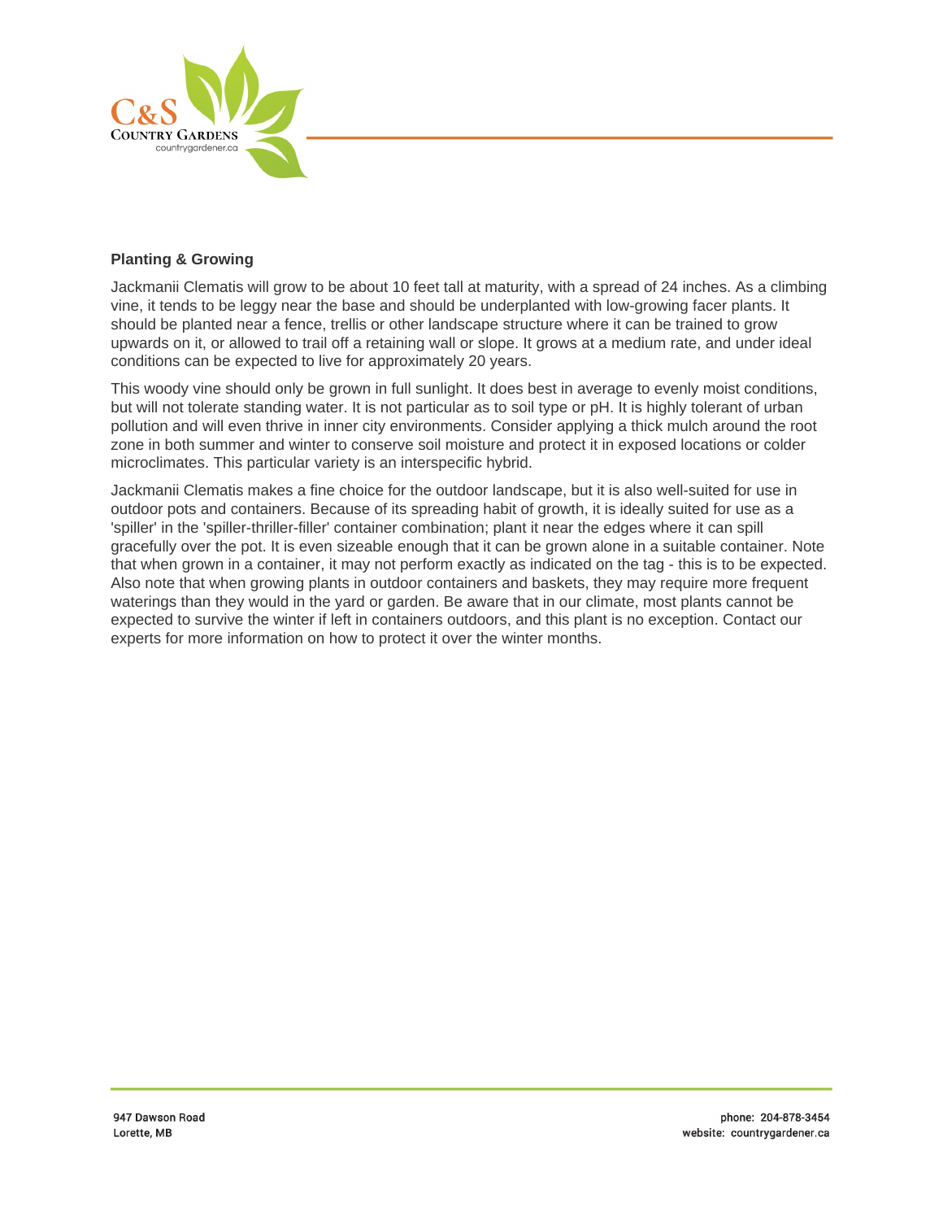**Planting & Growing**

Jackmanii Clematis will grow to be about 10 feet tall at maturity, with a spread of 24 inches. As a climbing vine, it tends to be leggy near the base and should be underplanted with low-growing facer plants. It should be planted near a fence, trellis or other landscape structure where it can be trained to grow upwards on it, or allowed to trail off a retaining wall or slope. It grows at a medium rate, and under ideal conditions can be expected to live for approximately 20 years.

This woody vine should only be grown in full sunlight. It does best in average to evenly moist conditions, but will not tolerate standing water. It is not particular as to soil type or pH. It is highly tolerant of urban pollution and will even thrive in inner city environments. Consider applying a thick mulch around the root zone in both summer and winter to conserve soil moisture and protect it in exposed locations or colder microclimates. This particular variety is an interspecific hybrid.

Jackmanii Clematis makes a fine choice for the outdoor landscape, but it is also well-suited for use in outdoor pots and containers. Because of its spreading habit of growth, it is ideally suited for use as a 'spiller' in the 'spiller-thriller-filler' container combination; plant it near the edges where it can spill gracefully over the pot. It is even sizeable enough that it can be grown alone in a suitable container. Note that when grown in a container, it may not perform exactly as indicated on the tag - this is to be expected. Also note that when growing plants in outdoor containers and baskets, they may require more frequent waterings than they would in the yard or garden. Be aware that in our climate, most plants cannot be expected to survive the winter if left in containers outdoors, and this plant is no exception. Contact our experts for more information on how to protect it over the winter months.